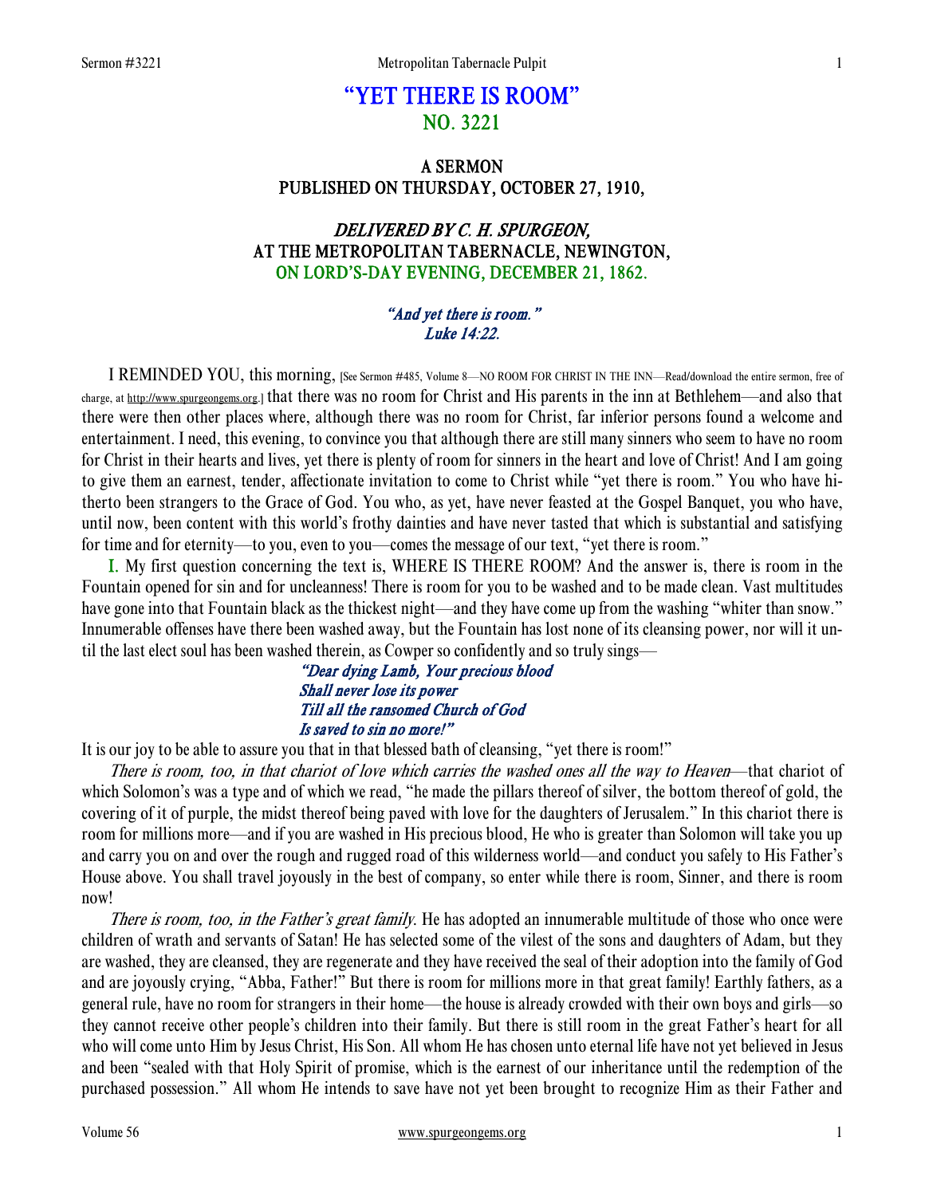# "YET THERE IS ROOM"
## NO. 3221

### A SERMON
### PUBLISHED ON THURSDAY, OCTOBER 27, 1910,

### *DELIVERED BY C. H. SPURGEON,*
### AT THE METROPOLITAN TABERNACLE, NEWINGTON,
### ON LORD'S-DAY EVENING, DECEMBER 21, 1862.

*"And yet there is room."*
*Luke 14:22.*

I REMINDED YOU, this morning, [See Sermon #485, Volume 8—NO ROOM FOR CHRIST IN THE INN—Read/download the entire sermon, free of charge, at http://www.spurgeongems.org.] that there was no room for Christ and His parents in the inn at Bethlehem—and also that there were then other places where, although there was no room for Christ, far inferior persons found a welcome and entertainment. I need, this evening, to convince you that although there are still many sinners who seem to have no room for Christ in their hearts and lives, yet there is plenty of room for sinners in the heart and love of Christ! And I am going to give them an earnest, tender, affectionate invitation to come to Christ while "yet there is room." You who have hitherto been strangers to the Grace of God. You who, as yet, have never feasted at the Gospel Banquet, you who have, until now, been content with this world's frothy dainties and have never tasted that which is substantial and satisfying for time and for eternity—to you, even to you—comes the message of our text, "yet there is room."

I. My first question concerning the text is, WHERE IS THERE ROOM? And the answer is, there is room in the Fountain opened for sin and for uncleanness! There is room for you to be washed and to be made clean. Vast multitudes have gone into that Fountain black as the thickest night—and they have come up from the washing "whiter than snow." Innumerable offenses have there been washed away, but the Fountain has lost none of its cleansing power, nor will it until the last elect soul has been washed therein, as Cowper so confidently and so truly sings—

> *"Dear dying Lamb, Your precious blood*
> *Shall never lose its power*
> *Till all the ransomed Church of God*
> *Is saved to sin no more!"*

It is our joy to be able to assure you that in that blessed bath of cleansing, "yet there is room!"

*There is room, too, in that chariot of love which carries the washed ones all the way to Heaven*—that chariot of which Solomon's was a type and of which we read, "he made the pillars thereof of silver, the bottom thereof of gold, the covering of it of purple, the midst thereof being paved with love for the daughters of Jerusalem." In this chariot there is room for millions more—and if you are washed in His precious blood, He who is greater than Solomon will take you up and carry you on and over the rough and rugged road of this wilderness world—and conduct you safely to His Father's House above. You shall travel joyously in the best of company, so enter while there is room, Sinner, and there is room now!

*There is room, too, in the Father's great family.* He has adopted an innumerable multitude of those who once were children of wrath and servants of Satan! He has selected some of the vilest of the sons and daughters of Adam, but they are washed, they are cleansed, they are regenerate and they have received the seal of their adoption into the family of God and are joyously crying, "Abba, Father!" But there is room for millions more in that great family! Earthly fathers, as a general rule, have no room for strangers in their home—the house is already crowded with their own boys and girls—so they cannot receive other people's children into their family. But there is still room in the great Father's heart for all who will come unto Him by Jesus Christ, His Son. All whom He has chosen unto eternal life have not yet believed in Jesus and been "sealed with that Holy Spirit of promise, which is the earnest of our inheritance until the redemption of the purchased possession." All whom He intends to save have not yet been brought to recognize Him as their Father and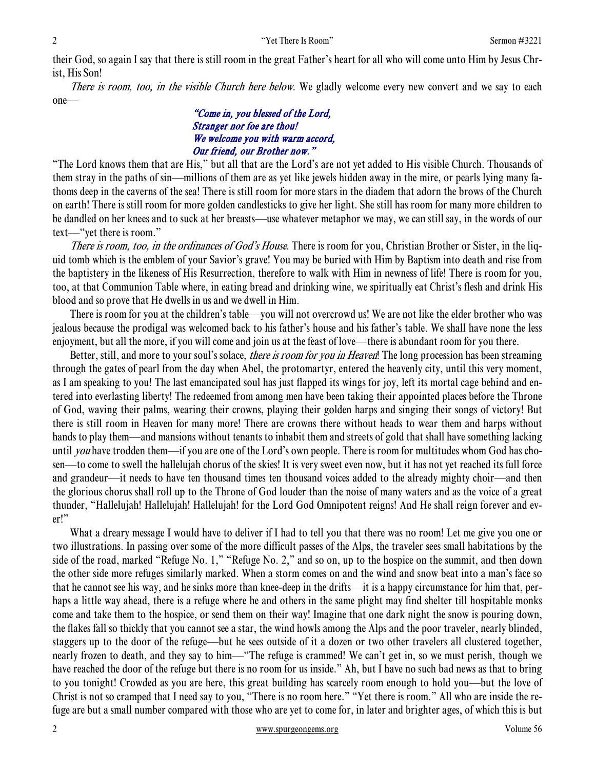their God, so again I say that there is still room in the great Father's heart for all who will come unto Him by Jesus Christ, His Son!

*There is room, too, in the visible Church here below.* We gladly welcome every new convert and we say to each one—

> *"Come in, you blessed of the Lord,*
> *Stranger nor foe are thou!*
> *We welcome you with warm accord,*
> *Our friend, our Brother now."*

"The Lord knows them that are His," but all that are the Lord's are not yet added to His visible Church. Thousands of them stray in the paths of sin—millions of them are as yet like jewels hidden away in the mire, or pearls lying many fathoms deep in the caverns of the sea! There is still room for more stars in the diadem that adorn the brows of the Church on earth! There is still room for more golden candlesticks to give her light. She still has room for many more children to be dandled on her knees and to suck at her breasts—use whatever metaphor we may, we can still say, in the words of our text—"yet there is room."

*There is room, too, in the ordinances of God's House*. There is room for you, Christian Brother or Sister, in the liquid tomb which is the emblem of your Savior's grave! You may be buried with Him by Baptism into death and rise from the baptistery in the likeness of His Resurrection, therefore to walk with Him in newness of life! There is room for you, too, at that Communion Table where, in eating bread and drinking wine, we spiritually eat Christ's flesh and drink His blood and so prove that He dwells in us and we dwell in Him.

There is room for you at the children's table—you will not overcrowd us! We are not like the elder brother who was jealous because the prodigal was welcomed back to his father's house and his father's table. We shall have none the less enjoyment, but all the more, if you will come and join us at the feast of love—there is abundant room for you there.

Better, still, and more to your soul's solace, *there is room for you in Heaven*! The long procession has been streaming through the gates of pearl from the day when Abel, the protomartyr, entered the heavenly city, until this very moment, as I am speaking to you! The last emancipated soul has just flapped its wings for joy, left its mortal cage behind and entered into everlasting liberty! The redeemed from among men have been taking their appointed places before the Throne of God, waving their palms, wearing their crowns, playing their golden harps and singing their songs of victory! But there is still room in Heaven for many more! There are crowns there without heads to wear them and harps without hands to play them—and mansions without tenants to inhabit them and streets of gold that shall have something lacking until *you* have trodden them—if you are one of the Lord's own people. There is room for multitudes whom God has chosen—to come to swell the hallelujah chorus of the skies! It is very sweet even now, but it has not yet reached its full force and grandeur—it needs to have ten thousand times ten thousand voices added to the already mighty choir—and then the glorious chorus shall roll up to the Throne of God louder than the noise of many waters and as the voice of a great thunder, "Hallelujah! Hallelujah! Hallelujah! for the Lord God Omnipotent reigns! And He shall reign forever and ever!"

What a dreary message I would have to deliver if I had to tell you that there was no room! Let me give you one or two illustrations. In passing over some of the more difficult passes of the Alps, the traveler sees small habitations by the side of the road, marked "Refuge No. 1," "Refuge No. 2," and so on, up to the hospice on the summit, and then down the other side more refuges similarly marked. When a storm comes on and the wind and snow beat into a man's face so that he cannot see his way, and he sinks more than knee-deep in the drifts—it is a happy circumstance for him that, perhaps a little way ahead, there is a refuge where he and others in the same plight may find shelter till hospitable monks come and take them to the hospice, or send them on their way! Imagine that one dark night the snow is pouring down, the flakes fall so thickly that you cannot see a star, the wind howls among the Alps and the poor traveler, nearly blinded, staggers up to the door of the refuge—but he sees outside of it a dozen or two other travelers all clustered together, nearly frozen to death, and they say to him—"The refuge is crammed! We can't get in, so we must perish, though we have reached the door of the refuge but there is no room for us inside." Ah, but I have no such bad news as that to bring to you tonight! Crowded as you are here, this great building has scarcely room enough to hold you—but the love of Christ is not so cramped that I need say to you, "There is no room here." "Yet there is room." All who are inside the refuge are but a small number compared with those who are yet to come for, in later and brighter ages, of which this is but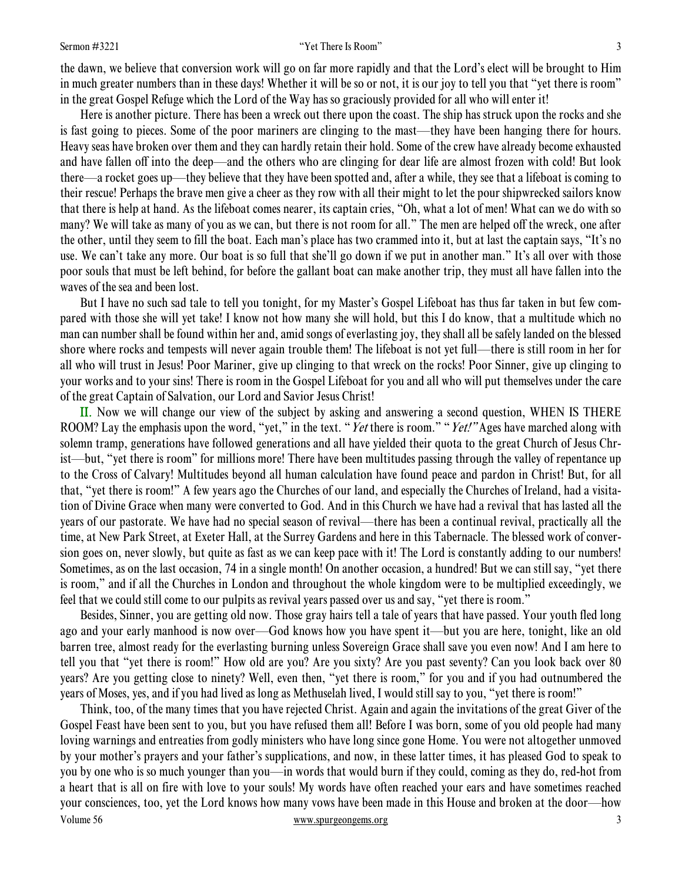the dawn, we believe that conversion work will go on far more rapidly and that the Lord's elect will be brought to Him in much greater numbers than in these days! Whether it will be so or not, it is our joy to tell you that "yet there is room" in the great Gospel Refuge which the Lord of the Way has so graciously provided for all who will enter it!

Here is another picture. There has been a wreck out there upon the coast. The ship has struck upon the rocks and she is fast going to pieces. Some of the poor mariners are clinging to the mast—they have been hanging there for hours. Heavy seas have broken over them and they can hardly retain their hold. Some of the crew have already become exhausted and have fallen off into the deep—and the others who are clinging for dear life are almost frozen with cold! But look there—a rocket goes up—they believe that they have been spotted and, after a while, they see that a lifeboat is coming to their rescue! Perhaps the brave men give a cheer as they row with all their might to let the pour shipwrecked sailors know that there is help at hand. As the lifeboat comes nearer, its captain cries, "Oh, what a lot of men! What can we do with so many? We will take as many of you as we can, but there is not room for all." The men are helped off the wreck, one after the other, until they seem to fill the boat. Each man's place has two crammed into it, but at last the captain says, "It's no use. We can't take any more. Our boat is so full that she'll go down if we put in another man." It's all over with those poor souls that must be left behind, for before the gallant boat can make another trip, they must all have fallen into the waves of the sea and been lost.

But I have no such sad tale to tell you tonight, for my Master's Gospel Lifeboat has thus far taken in but few compared with those she will yet take! I know not how many she will hold, but this I do know, that a multitude which no man can number shall be found within her and, amid songs of everlasting joy, they shall all be safely landed on the blessed shore where rocks and tempests will never again trouble them! The lifeboat is not yet full—there is still room in her for all who will trust in Jesus! Poor Mariner, give up clinging to that wreck on the rocks! Poor Sinner, give up clinging to your works and to your sins! There is room in the Gospel Lifeboat for you and all who will put themselves under the care of the great Captain of Salvation, our Lord and Savior Jesus Christ!

II. Now we will change our view of the subject by asking and answering a second question, WHEN IS THERE ROOM? Lay the emphasis upon the word, "yet," in the text. "*Yet* there is room." "*Yet!*" Ages have marched along with solemn tramp, generations have followed generations and all have yielded their quota to the great Church of Jesus Christ—but, "yet there is room" for millions more! There have been multitudes passing through the valley of repentance up to the Cross of Calvary! Multitudes beyond all human calculation have found peace and pardon in Christ! But, for all that, "yet there is room!" A few years ago the Churches of our land, and especially the Churches of Ireland, had a visitation of Divine Grace when many were converted to God. And in this Church we have had a revival that has lasted all the years of our pastorate. We have had no special season of revival—there has been a continual revival, practically all the time, at New Park Street, at Exeter Hall, at the Surrey Gardens and here in this Tabernacle. The blessed work of conversion goes on, never slowly, but quite as fast as we can keep pace with it! The Lord is constantly adding to our numbers! Sometimes, as on the last occasion, 74 in a single month! On another occasion, a hundred! But we can still say, "yet there is room," and if all the Churches in London and throughout the whole kingdom were to be multiplied exceedingly, we feel that we could still come to our pulpits as revival years passed over us and say, "yet there is room."

Besides, Sinner, you are getting old now. Those gray hairs tell a tale of years that have passed. Your youth fled long ago and your early manhood is now over—God knows how you have spent it—but you are here, tonight, like an old barren tree, almost ready for the everlasting burning unless Sovereign Grace shall save you even now! And I am here to tell you that "yet there is room!" How old are you? Are you sixty? Are you past seventy? Can you look back over 80 years? Are you getting close to ninety? Well, even then, "yet there is room," for you and if you had outnumbered the years of Moses, yes, and if you had lived as long as Methuselah lived, I would still say to you, "yet there is room!"

Think, too, of the many times that you have rejected Christ. Again and again the invitations of the great Giver of the Gospel Feast have been sent to you, but you have refused them all! Before I was born, some of you old people had many loving warnings and entreaties from godly ministers who have long since gone Home. You were not altogether unmoved by your mother's prayers and your father's supplications, and now, in these latter times, it has pleased God to speak to you by one who is so much younger than you—in words that would burn if they could, coming as they do, red-hot from a heart that is all on fire with love to your souls! My words have often reached your ears and have sometimes reached your consciences, too, yet the Lord knows how many vows have been made in this House and broken at the door—how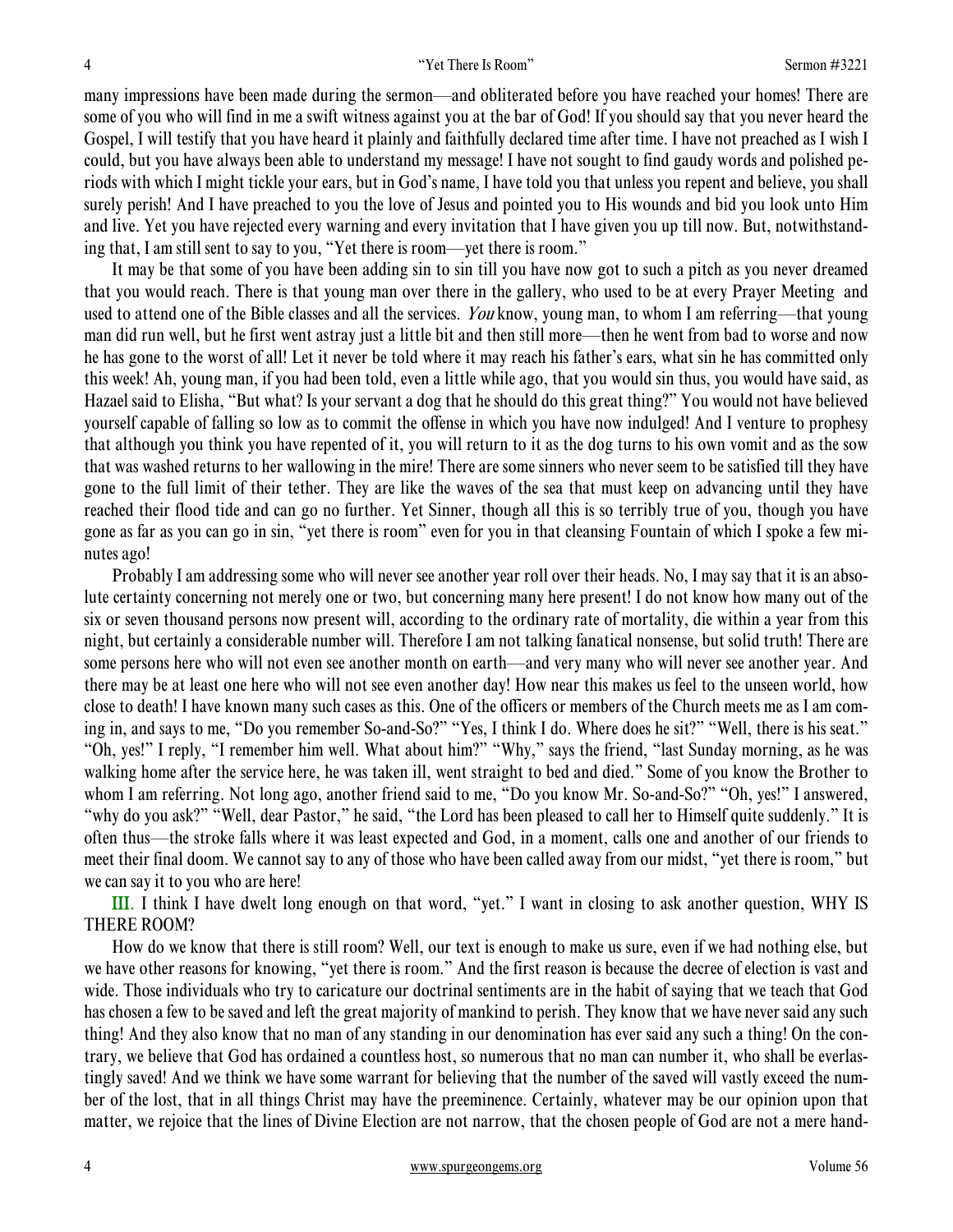many impressions have been made during the sermon—and obliterated before you have reached your homes! There are some of you who will find in me a swift witness against you at the bar of God! If you should say that you never heard the Gospel, I will testify that you have heard it plainly and faithfully declared time after time. I have not preached as I wish I could, but you have always been able to understand my message! I have not sought to find gaudy words and polished periods with which I might tickle your ears, but in God's name, I have told you that unless you repent and believe, you shall surely perish! And I have preached to you the love of Jesus and pointed you to His wounds and bid you look unto Him and live. Yet you have rejected every warning and every invitation that I have given you up till now. But, notwithstanding that, I am still sent to say to you, "Yet there is room—yet there is room."

It may be that some of you have been adding sin to sin till you have now got to such a pitch as you never dreamed that you would reach. There is that young man over there in the gallery, who used to be at every Prayer Meeting and used to attend one of the Bible classes and all the services. *You* know, young man, to whom I am referring—that young man did run well, but he first went astray just a little bit and then still more—then he went from bad to worse and now he has gone to the worst of all! Let it never be told where it may reach his father's ears, what sin he has committed only this week! Ah, young man, if you had been told, even a little while ago, that you would sin thus, you would have said, as Hazael said to Elisha, "But what? Is your servant a dog that he should do this great thing?" You would not have believed yourself capable of falling so low as to commit the offense in which you have now indulged! And I venture to prophesy that although you think you have repented of it, you will return to it as the dog turns to his own vomit and as the sow that was washed returns to her wallowing in the mire! There are some sinners who never seem to be satisfied till they have gone to the full limit of their tether. They are like the waves of the sea that must keep on advancing until they have reached their flood tide and can go no further. Yet Sinner, though all this is so terribly true of you, though you have gone as far as you can go in sin, "yet there is room" even for you in that cleansing Fountain of which I spoke a few minutes ago!

Probably I am addressing some who will never see another year roll over their heads. No, I may say that it is an absolute certainty concerning not merely one or two, but concerning many here present! I do not know how many out of the six or seven thousand persons now present will, according to the ordinary rate of mortality, die within a year from this night, but certainly a considerable number will. Therefore I am not talking fanatical nonsense, but solid truth! There are some persons here who will not even see another month on earth—and very many who will never see another year. And there may be at least one here who will not see even another day! How near this makes us feel to the unseen world, how close to death! I have known many such cases as this. One of the officers or members of the Church meets me as I am coming in, and says to me, "Do you remember So-and-So?" "Yes, I think I do. Where does he sit?" "Well, there is his seat." "Oh, yes!" I reply, "I remember him well. What about him?" "Why," says the friend, "last Sunday morning, as he was walking home after the service here, he was taken ill, went straight to bed and died." Some of you know the Brother to whom I am referring. Not long ago, another friend said to me, "Do you know Mr. So-and-So?" "Oh, yes!" I answered, "why do you ask?" "Well, dear Pastor," he said, "the Lord has been pleased to call her to Himself quite suddenly." It is often thus—the stroke falls where it was least expected and God, in a moment, calls one and another of our friends to meet their final doom. We cannot say to any of those who have been called away from our midst, "yet there is room," but we can say it to you who are here!

III. I think I have dwelt long enough on that word, "yet." I want in closing to ask another question, WHY IS THERE ROOM?

How do we know that there is still room? Well, our text is enough to make us sure, even if we had nothing else, but we have other reasons for knowing, "yet there is room." And the first reason is because the decree of election is vast and wide. Those individuals who try to caricature our doctrinal sentiments are in the habit of saying that we teach that God has chosen a few to be saved and left the great majority of mankind to perish. They know that we have never said any such thing! And they also know that no man of any standing in our denomination has ever said any such a thing! On the contrary, we believe that God has ordained a countless host, so numerous that no man can number it, who shall be everlastingly saved! And we think we have some warrant for believing that the number of the saved will vastly exceed the number of the lost, that in all things Christ may have the preeminence. Certainly, whatever may be our opinion upon that matter, we rejoice that the lines of Divine Election are not narrow, that the chosen people of God are not a mere hand-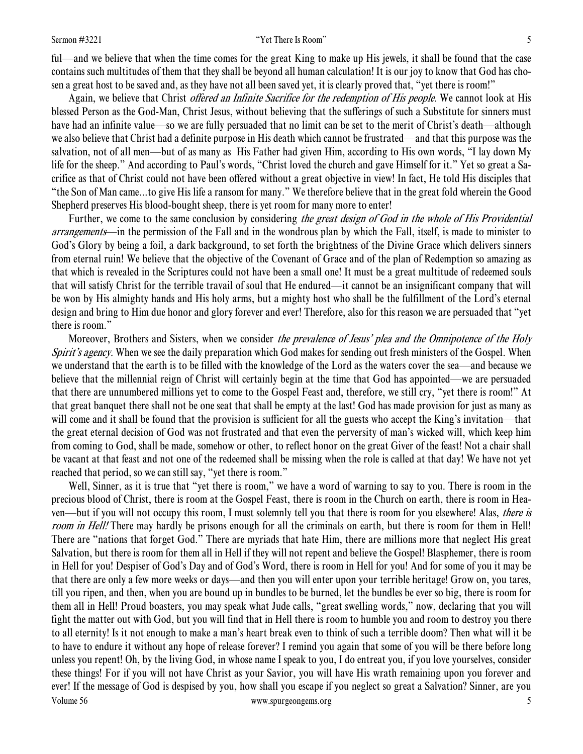ful—and we believe that when the time comes for the great King to make up His jewels, it shall be found that the case contains such multitudes of them that they shall be beyond all human calculation! It is our joy to know that God has chosen a great host to be saved and, as they have not all been saved yet, it is clearly proved that, "yet there is room!"

Again, we believe that Christ *offered an Infinite Sacrifice for the redemption of His people.* We cannot look at His blessed Person as the God-Man, Christ Jesus, without believing that the sufferings of such a Substitute for sinners must have had an infinite value—so we are fully persuaded that no limit can be set to the merit of Christ's death—although we also believe that Christ had a definite purpose in His death which cannot be frustrated—and that this purpose was the salvation, not of all men—but of as many as His Father had given Him, according to His own words, "I lay down My life for the sheep." And according to Paul's words, "Christ loved the church and gave Himself for it." Yet so great a Sacrifice as that of Christ could not have been offered without a great objective in view! In fact, He told His disciples that "the Son of Man came...to give His life a ransom for many." We therefore believe that in the great fold wherein the Good Shepherd preserves His blood-bought sheep, there is yet room for many more to enter!

Further, we come to the same conclusion by considering *the great design of God in the whole of His Providential arrangements*—in the permission of the Fall and in the wondrous plan by which the Fall, itself, is made to minister to God's Glory by being a foil, a dark background, to set forth the brightness of the Divine Grace which delivers sinners from eternal ruin! We believe that the objective of the Covenant of Grace and of the plan of Redemption so amazing as that which is revealed in the Scriptures could not have been a small one! It must be a great multitude of redeemed souls that will satisfy Christ for the terrible travail of soul that He endured—it cannot be an insignificant company that will be won by His almighty hands and His holy arms, but a mighty host who shall be the fulfillment of the Lord's eternal design and bring to Him due honor and glory forever and ever! Therefore, also for this reason we are persuaded that "yet there is room."

Moreover, Brothers and Sisters, when we consider *the prevalence of Jesus' plea and the Omnipotence of the Holy Spirit's agency.* When we see the daily preparation which God makes for sending out fresh ministers of the Gospel. When we understand that the earth is to be filled with the knowledge of the Lord as the waters cover the sea—and because we believe that the millennial reign of Christ will certainly begin at the time that God has appointed—we are persuaded that there are unnumbered millions yet to come to the Gospel Feast and, therefore, we still cry, "yet there is room!" At that great banquet there shall not be one seat that shall be empty at the last! God has made provision for just as many as will come and it shall be found that the provision is sufficient for all the guests who accept the King's invitation—that the great eternal decision of God was not frustrated and that even the perversity of man's wicked will, which keep him from coming to God, shall be made, somehow or other, to reflect honor on the great Giver of the feast! Not a chair shall be vacant at that feast and not one of the redeemed shall be missing when the role is called at that day! We have not yet reached that period, so we can still say, "yet there is room."

Well, Sinner, as it is true that "yet there is room," we have a word of warning to say to you. There is room in the precious blood of Christ, there is room at the Gospel Feast, there is room in the Church on earth, there is room in Heaven—but if you will not occupy this room, I must solemnly tell you that there is room for you elsewhere! Alas, *there is room in Hell!* There may hardly be prisons enough for all the criminals on earth, but there is room for them in Hell! There are "nations that forget God." There are myriads that hate Him, there are millions more that neglect His great Salvation, but there is room for them all in Hell if they will not repent and believe the Gospel! Blasphemer, there is room in Hell for you! Despiser of God's Day and of God's Word, there is room in Hell for you! And for some of you it may be that there are only a few more weeks or days—and then you will enter upon your terrible heritage! Grow on, you tares, till you ripen, and then, when you are bound up in bundles to be burned, let the bundles be ever so big, there is room for them all in Hell! Proud boasters, you may speak what Jude calls, "great swelling words," now, declaring that you will fight the matter out with God, but you will find that in Hell there is room to humble you and room to destroy you there to all eternity! Is it not enough to make a man's heart break even to think of such a terrible doom? Then what will it be to have to endure it without any hope of release forever? I remind you again that some of you will be there before long unless you repent! Oh, by the living God, in whose name I speak to you, I do entreat you, if you love yourselves, consider these things! For if you will not have Christ as your Savior, you will have His wrath remaining upon you forever and ever! If the message of God is despised by you, how shall you escape if you neglect so great a Salvation? Sinner, are you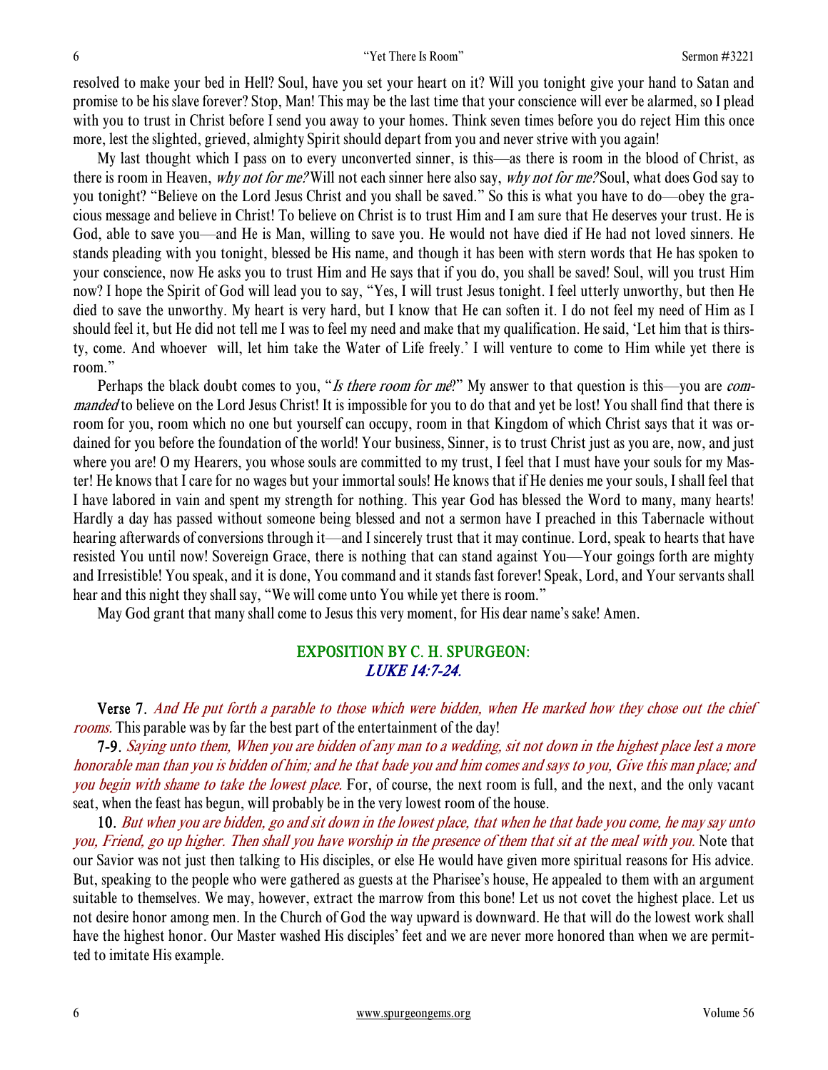resolved to make your bed in Hell? Soul, have you set your heart on it? Will you tonight give your hand to Satan and promise to be his slave forever? Stop, Man! This may be the last time that your conscience will ever be alarmed, so I plead with you to trust in Christ before I send you away to your homes. Think seven times before you do reject Him this once more, lest the slighted, grieved, almighty Spirit should depart from you and never strive with you again!

My last thought which I pass on to every unconverted sinner, is this—as there is room in the blood of Christ, as there is room in Heaven, *why not for me?* Will not each sinner here also say, *why not for me?* Soul, what does God say to you tonight? "Believe on the Lord Jesus Christ and you shall be saved." So this is what you have to do—obey the gracious message and believe in Christ! To believe on Christ is to trust Him and I am sure that He deserves your trust. He is God, able to save you—and He is Man, willing to save you. He would not have died if He had not loved sinners. He stands pleading with you tonight, blessed be His name, and though it has been with stern words that He has spoken to your conscience, now He asks you to trust Him and He says that if you do, you shall be saved! Soul, will you trust Him now? I hope the Spirit of God will lead you to say, "Yes, I will trust Jesus tonight. I feel utterly unworthy, but then He died to save the unworthy. My heart is very hard, but I know that He can soften it. I do not feel my need of Him as I should feel it, but He did not tell me I was to feel my need and make that my qualification. He said, 'Let him that is thirsty, come. And whoever will, let him take the Water of Life freely.' I will venture to come to Him while yet there is room."

Perhaps the black doubt comes to you, "*Is there room for me*?" My answer to that question is this—you are *commanded* to believe on the Lord Jesus Christ! It is impossible for you to do that and yet be lost! You shall find that there is room for you, room which no one but yourself can occupy, room in that Kingdom of which Christ says that it was ordained for you before the foundation of the world! Your business, Sinner, is to trust Christ just as you are, now, and just where you are! O my Hearers, you whose souls are committed to my trust, I feel that I must have your souls for my Master! He knows that I care for no wages but your immortal souls! He knows that if He denies me your souls, I shall feel that I have labored in vain and spent my strength for nothing. This year God has blessed the Word to many, many hearts! Hardly a day has passed without someone being blessed and not a sermon have I preached in this Tabernacle without hearing afterwards of conversions through it—and I sincerely trust that it may continue. Lord, speak to hearts that have resisted You until now! Sovereign Grace, there is nothing that can stand against You—Your goings forth are mighty and Irresistible! You speak, and it is done, You command and it stands fast forever! Speak, Lord, and Your servants shall hear and this night they shall say, "We will come unto You while yet there is room."

May God grant that many shall come to Jesus this very moment, for His dear name's sake! Amen.

## EXPOSITION BY C. H. SPURGEON: *LUKE 14:7-24.*

**Verse 7.** *And He put forth a parable to those which were bidden, when He marked how they chose out the chief rooms.* This parable was by far the best part of the entertainment of the day!

**7-9.** *Saying unto them, When you are bidden of any man to a wedding, sit not down in the highest place lest a more honorable man than you is bidden of him; and he that bade you and him comes and says to you, Give this man place; and you begin with shame to take the lowest place.* For, of course, the next room is full, and the next, and the only vacant seat, when the feast has begun, will probably be in the very lowest room of the house.

**10.** *But when you are bidden, go and sit down in the lowest place, that when he that bade you come, he may say unto you, Friend, go up higher. Then shall you have worship in the presence of them that sit at the meal with you.* Note that our Savior was not just then talking to His disciples, or else He would have given more spiritual reasons for His advice. But, speaking to the people who were gathered as guests at the Pharisee's house, He appealed to them with an argument suitable to themselves. We may, however, extract the marrow from this bone! Let us not covet the highest place. Let us not desire honor among men. In the Church of God the way upward is downward. He that will do the lowest work shall have the highest honor. Our Master washed His disciples' feet and we are never more honored than when we are permitted to imitate His example.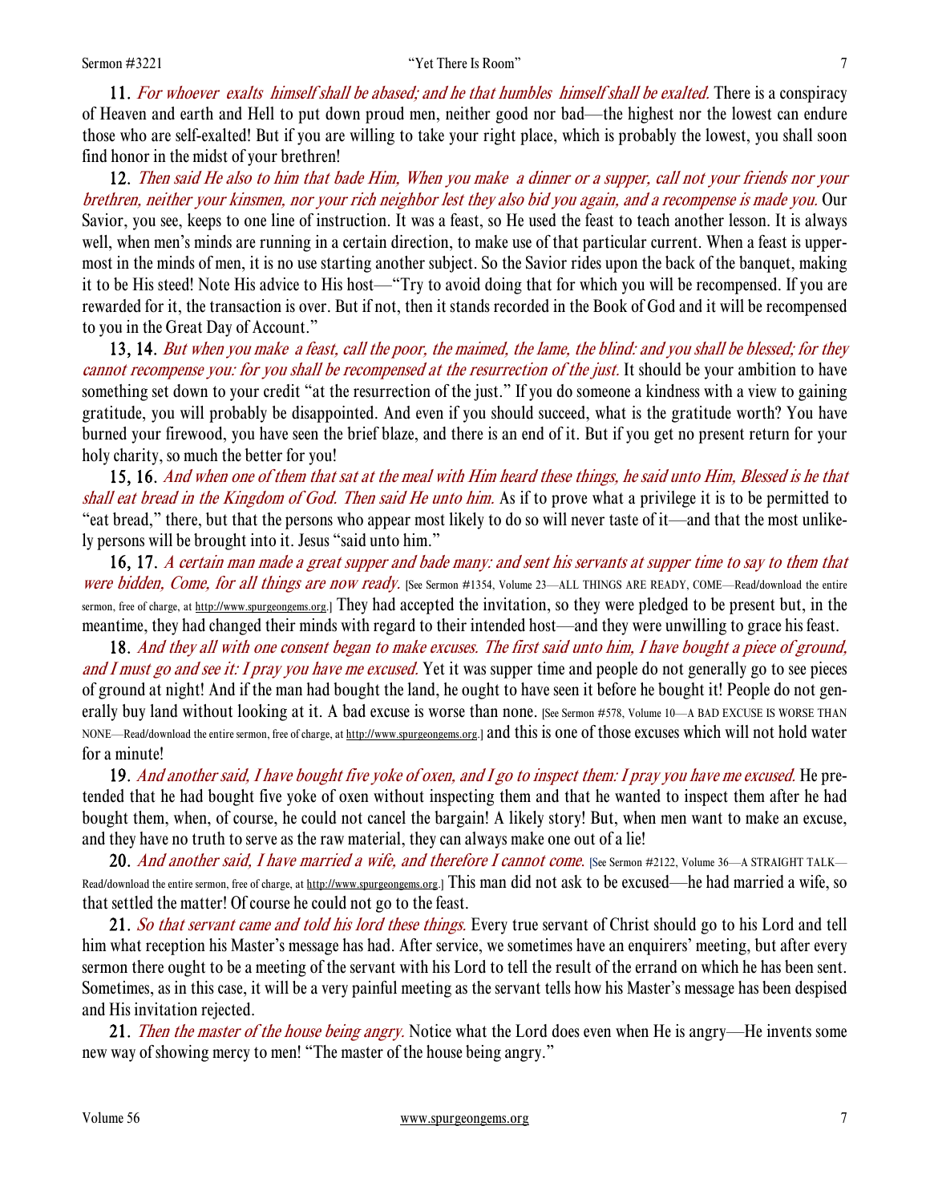**11.** *For whoever exalts himself shall be abased; and he that humbles himself shall be exalted.* There is a conspiracy of Heaven and earth and Hell to put down proud men, neither good nor bad—the highest nor the lowest can endure those who are self-exalted! But if you are willing to take your right place, which is probably the lowest, you shall soon find honor in the midst of your brethren!

**12.** *Then said He also to him that bade Him, When you make a dinner or a supper, call not your friends nor your brethren, neither your kinsmen, nor your rich neighbor lest they also bid you again, and a recompense is made you.* Our Savior, you see, keeps to one line of instruction. It was a feast, so He used the feast to teach another lesson. It is always well, when men's minds are running in a certain direction, to make use of that particular current. When a feast is uppermost in the minds of men, it is no use starting another subject. So the Savior rides upon the back of the banquet, making it to be His steed! Note His advice to His host—"Try to avoid doing that for which you will be recompensed. If you are rewarded for it, the transaction is over. But if not, then it stands recorded in the Book of God and it will be recompensed to you in the Great Day of Account."

**13, 14.** *But when you make a feast, call the poor, the maimed, the lame, the blind: and you shall be blessed; for they cannot recompense you: for you shall be recompensed at the resurrection of the just.* It should be your ambition to have something set down to your credit "at the resurrection of the just." If you do someone a kindness with a view to gaining gratitude, you will probably be disappointed. And even if you should succeed, what is the gratitude worth? You have burned your firewood, you have seen the brief blaze, and there is an end of it. But if you get no present return for your holy charity, so much the better for you!

**15, 16.** *And when one of them that sat at the meal with Him heard these things, he said unto Him, Blessed is he that shall eat bread in the Kingdom of God. Then said He unto him.* As if to prove what a privilege it is to be permitted to "eat bread," there, but that the persons who appear most likely to do so will never taste of it—and that the most unlikely persons will be brought into it. Jesus "said unto him."

**16, 17.** *A certain man made a great supper and bade many: and sent his servants at supper time to say to them that were bidden, Come, for all things are now ready.* [See Sermon #1354, Volume 23—ALL THINGS ARE READY, COME—Read/download the entire sermon, free of charge, at http://www.spurgeongems.org.] They had accepted the invitation, so they were pledged to be present but, in the meantime, they had changed their minds with regard to their intended host—and they were unwilling to grace his feast.

**18.** *And they all with one consent began to make excuses. The first said unto him, I have bought a piece of ground, and I must go and see it: I pray you have me excused.* Yet it was supper time and people do not generally go to see pieces of ground at night! And if the man had bought the land, he ought to have seen it before he bought it! People do not generally buy land without looking at it. A bad excuse is worse than none. [See Sermon #578, Volume 10—A BAD EXCUSE IS WORSE THAN NONE—Read/download the entire sermon, free of charge, at http://www.spurgeongems.org.] and this is one of those excuses which will not hold water for a minute!

**19.** *And another said, I have bought five yoke of oxen, and I go to inspect them: I pray you have me excused.* He pretended that he had bought five yoke of oxen without inspecting them and that he wanted to inspect them after he had bought them, when, of course, he could not cancel the bargain! A likely story! But, when men want to make an excuse, and they have no truth to serve as the raw material, they can always make one out of a lie!

**20.** *And another said, I have married a wife, and therefore I cannot come.* [See Sermon #2122, Volume 36—A STRAIGHT TALK—Read/download the entire sermon, free of charge, at http://www.spurgeongems.org.] This man did not ask to be excused—he had married a wife, so that settled the matter! Of course he could not go to the feast.

**21.** *So that servant came and told his lord these things.* Every true servant of Christ should go to his Lord and tell him what reception his Master's message has had. After service, we sometimes have an enquirers' meeting, but after every sermon there ought to be a meeting of the servant with his Lord to tell the result of the errand on which he has been sent. Sometimes, as in this case, it will be a very painful meeting as the servant tells how his Master's message has been despised and His invitation rejected.

**21.** *Then the master of the house being angry.* Notice what the Lord does even when He is angry—He invents some new way of showing mercy to men! "The master of the house being angry."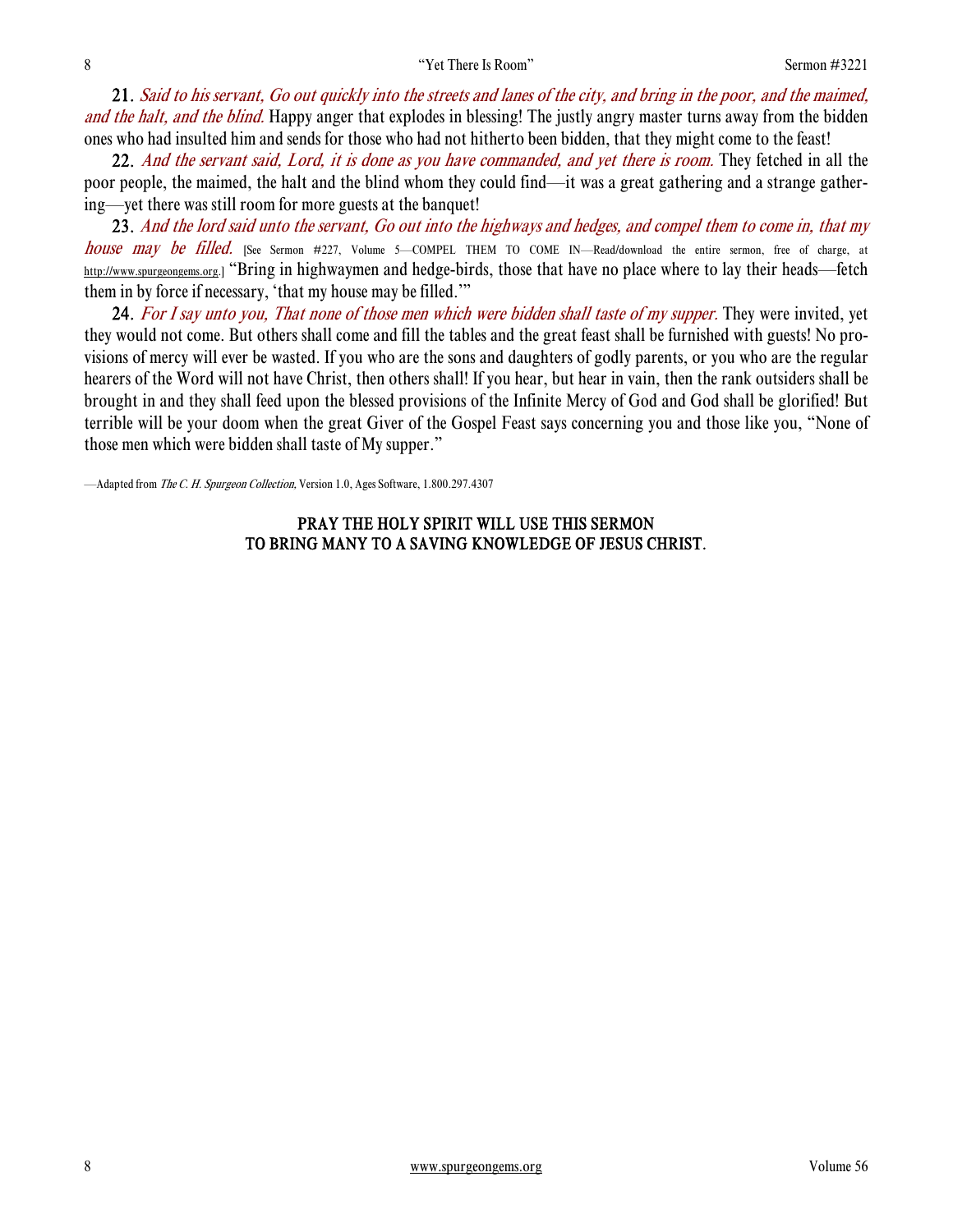**21.** *Said to his servant, Go out quickly into the streets and lanes of the city, and bring in the poor, and the maimed, and the halt, and the blind.* Happy anger that explodes in blessing! The justly angry master turns away from the bidden ones who had insulted him and sends for those who had not hitherto been bidden, that they might come to the feast!

**22.** *And the servant said, Lord, it is done as you have commanded, and yet there is room.* They fetched in all the poor people, the maimed, the halt and the blind whom they could find—it was a great gathering and a strange gathering—yet there was still room for more guests at the banquet!

**23.** *And the lord said unto the servant, Go out into the highways and hedges, and compel them to come in, that my house may be filled.* [See Sermon #227, Volume 5—COMPEL THEM TO COME IN—Read/download the entire sermon, free of charge, at http://www.spurgeongems.org.] "Bring in highwaymen and hedge-birds, those that have no place where to lay their heads—fetch them in by force if necessary, 'that my house may be filled.'"

**24.** *For I say unto you, That none of those men which were bidden shall taste of my supper.* They were invited, yet they would not come. But others shall come and fill the tables and the great feast shall be furnished with guests! No provisions of mercy will ever be wasted. If you who are the sons and daughters of godly parents, or you who are the regular hearers of the Word will not have Christ, then others shall! If you hear, but hear in vain, then the rank outsiders shall be brought in and they shall feed upon the blessed provisions of the Infinite Mercy of God and God shall be glorified! But terrible will be your doom when the great Giver of the Gospel Feast says concerning you and those like you, "None of those men which were bidden shall taste of My supper."

—Adapted from *The C. H. Spurgeon Collection,* Version 1.0, Ages Software, 1.800.297.4307

**PRAY THE HOLY SPIRIT WILL USE THIS SERMON TO BRING MANY TO A SAVING KNOWLEDGE OF JESUS CHRIST.**